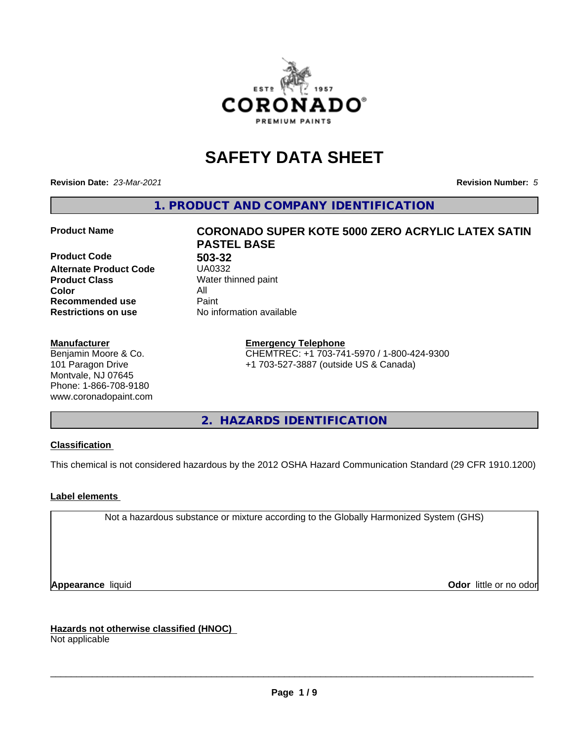# SAFETY DATA SHEET

**Revision Date:** *23-Mar-2021* **Revision Number:** *5*

## 1. PRODUCT AND COMPANY IDENTIFICATION

| | |
|---|---|
| **Product Name** | **CORONADO SUPER KOTE 5000 ZERO ACRYLIC LATEX SATIN PASTEL BASE** |
| **Product Code** | **503-32** |
| **Alternate Product Code** | UA0332 |
| **Product Class** | Water thinned paint |
| **Color** | All |
| **Recommended use** | Paint |
| **Restrictions on use** | No information available |

**Manufacturer**
Benjamin Moore & Co.
101 Paragon Drive
Montvale, NJ 07645
Phone: 1-866-708-9180
www.coronadopaint.com

**Emergency Telephone**
CHEMTREC: +1 703-741-5970 / 1-800-424-9300
+1 703-527-3887 (outside US & Canada)

## 2. HAZARDS IDENTIFICATION

**Classification**

This chemical is not considered hazardous by the 2012 OSHA Hazard Communication Standard (29 CFR 1910.1200)

**Label elements**

Not a hazardous substance or mixture according to the Globally Harmonized System (GHS)

**Appearance** liquid **Odor** little or no odor

**Hazards not otherwise classified (HNOC)**
Not applicable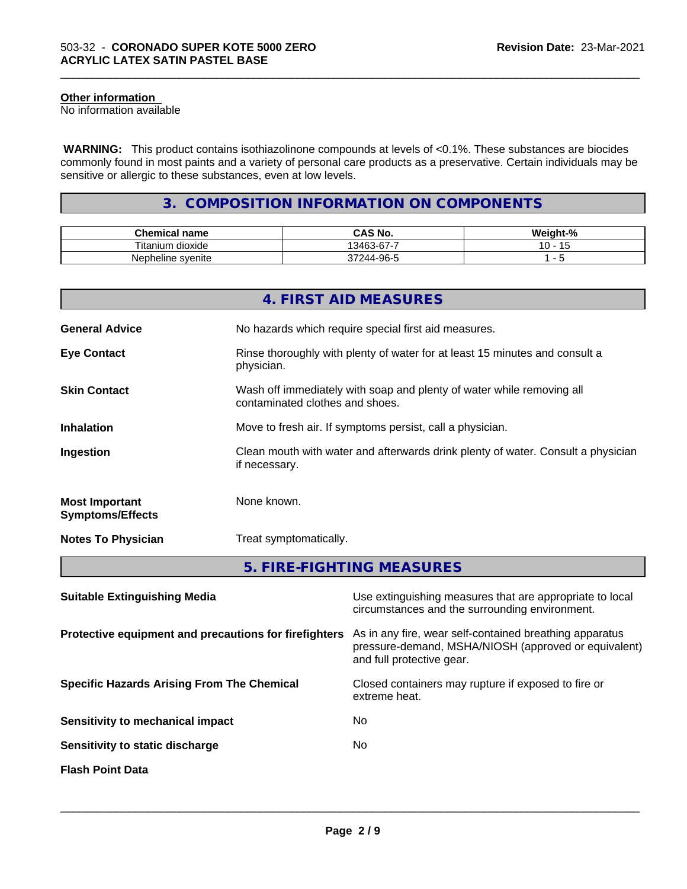**Other information**
No information available

**WARNING:** This product contains isothiazolinone compounds at levels of <0.1%. These substances are biocides commonly found in most paints and a variety of personal care products as a preservative. Certain individuals may be sensitive or allergic to these substances, even at low levels.

## 3. COMPOSITION INFORMATION ON COMPONENTS

| Chemical name | CAS No. | Weight-% |
|---|---|---|
| Titanium dioxide | 13463-67-7 | 10 - 15 |
| Nepheline syenite | 37244-96-5 | 1 - 5 |

## 4. FIRST AID MEASURES

**General Advice**
No hazards which require special first aid measures.

**Eye Contact**
Rinse thoroughly with plenty of water for at least 15 minutes and consult a physician.

**Skin Contact**
Wash off immediately with soap and plenty of water while removing all contaminated clothes and shoes.

**Inhalation**
Move to fresh air. If symptoms persist, call a physician.

**Ingestion**
Clean mouth with water and afterwards drink plenty of water. Consult a physician if necessary.

**Most Important Symptoms/Effects**
None known.

**Notes To Physician**
Treat symptomatically.

## 5. FIRE-FIGHTING MEASURES

**Suitable Extinguishing Media**
Use extinguishing measures that are appropriate to local circumstances and the surrounding environment.

**Protective equipment and precautions for firefighters**
As in any fire, wear self-contained breathing apparatus pressure-demand, MSHA/NIOSH (approved or equivalent) and full protective gear.

**Specific Hazards Arising From The Chemical**
Closed containers may rupture if exposed to fire or extreme heat.

**Sensitivity to mechanical impact**
No

**Sensitivity to static discharge**
No

**Flash Point Data**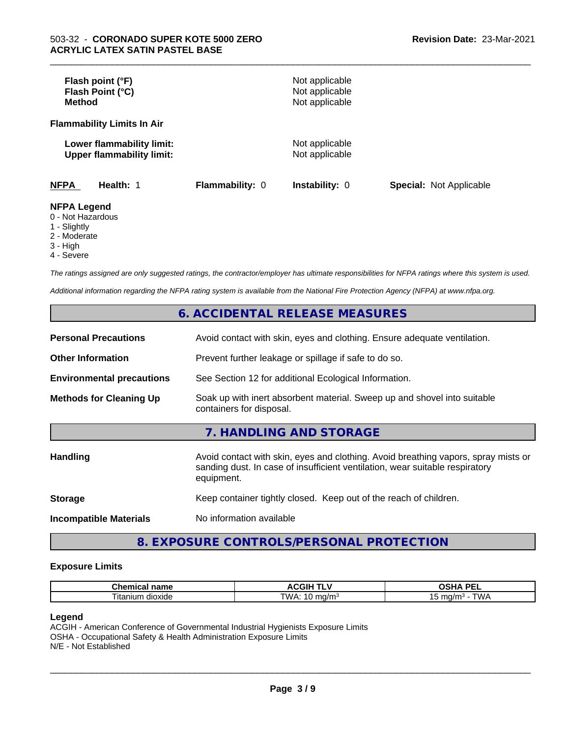| | |
|---|---|
| **Flash point (°F)** | Not applicable |
| **Flash Point (°C)** | Not applicable |
| **Method** | Not applicable |

**Flammability Limits In Air**

| | |
|---|---|
| **Lower flammability limit:** | Not applicable |
| **Upper flammability limit:** | Not applicable |

| **NFPA** | **Health:** 1 | **Flammability:** 0 | **Instability:** 0 | **Special:** Not Applicable |
|---|---|---|---|---|

**NFPA Legend**
0 - Not Hazardous
1 - Slightly
2 - Moderate
3 - High
4 - Severe

*The ratings assigned are only suggested ratings, the contractor/employer has ultimate responsibilities for NFPA ratings where this system is used.*

*Additional information regarding the NFPA rating system is available from the National Fire Protection Agency (NFPA) at www.nfpa.org.*

## 6. ACCIDENTAL RELEASE MEASURES

| | |
|---|---|
| **Personal Precautions** | Avoid contact with skin, eyes and clothing. Ensure adequate ventilation. |
| **Other Information** | Prevent further leakage or spillage if safe to do so. |
| **Environmental precautions** | See Section 12 for additional Ecological Information. |
| **Methods for Cleaning Up** | Soak up with inert absorbent material. Sweep up and shovel into suitable containers for disposal. |

## 7. HANDLING AND STORAGE

| | |
|---|---|
| **Handling** | Avoid contact with skin, eyes and clothing. Avoid breathing vapors, spray mists or sanding dust. In case of insufficient ventilation, wear suitable respiratory equipment. |
| **Storage** | Keep container tightly closed. Keep out of the reach of children. |
| **Incompatible Materials** | No information available |

## 8. EXPOSURE CONTROLS/PERSONAL PROTECTION

### Exposure Limits

| Chemical name | ACGIH TLV | OSHA PEL |
|---|---|---|
| Titanium dioxide | TWA: 10 mg/m³ | 15 mg/m³ - TWA |

**Legend**
ACGIH - American Conference of Governmental Industrial Hygienists Exposure Limits
OSHA - Occupational Safety & Health Administration Exposure Limits
N/E - Not Established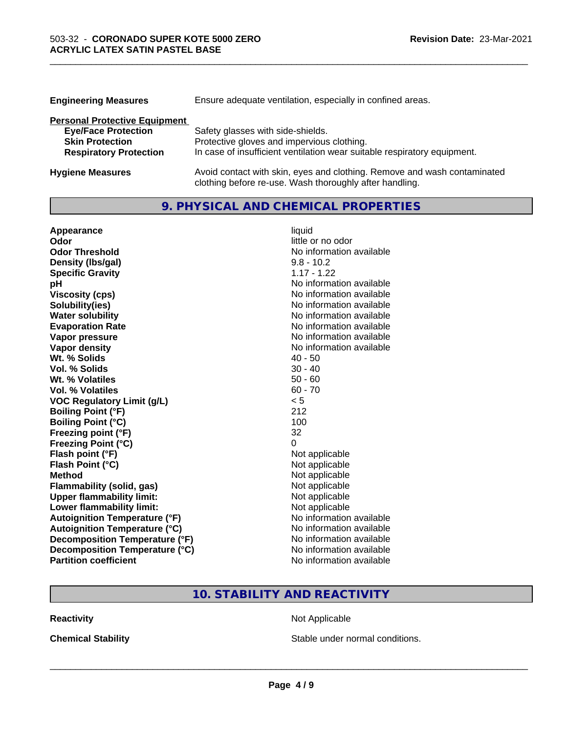**Engineering Measures** Ensure adequate ventilation, especially in confined areas.

**Personal Protective Equipment**

| | |
|---|---|
| **Eye/Face Protection** | Safety glasses with side-shields. |
| **Skin Protection** | Protective gloves and impervious clothing. |
| **Respiratory Protection** | In case of insufficient ventilation wear suitable respiratory equipment. |

**Hygiene Measures** Avoid contact with skin, eyes and clothing. Remove and wash contaminated clothing before re-use. Wash thoroughly after handling.

## 9. PHYSICAL AND CHEMICAL PROPERTIES

| | |
|---|---|
| **Appearance** | liquid |
| **Odor** | little or no odor |
| **Odor Threshold** | No information available |
| **Density (lbs/gal)** | 9.8 - 10.2 |
| **Specific Gravity** | 1.17 - 1.22 |
| **pH** | No information available |
| **Viscosity (cps)** | No information available |
| **Solubility(ies)** | No information available |
| **Water solubility** | No information available |
| **Evaporation Rate** | No information available |
| **Vapor pressure** | No information available |
| **Vapor density** | No information available |
| **Wt. % Solids** | 40 - 50 |
| **Vol. % Solids** | 30 - 40 |
| **Wt. % Volatiles** | 50 - 60 |
| **Vol. % Volatiles** | 60 - 70 |
| **VOC Regulatory Limit (g/L)** | < 5 |
| **Boiling Point (°F)** | 212 |
| **Boiling Point (°C)** | 100 |
| **Freezing point (°F)** | 32 |
| **Freezing Point (°C)** | 0 |
| **Flash point (°F)** | Not applicable |
| **Flash Point (°C)** | Not applicable |
| **Method** | Not applicable |
| **Flammability (solid, gas)** | Not applicable |
| **Upper flammability limit:** | Not applicable |
| **Lower flammability limit:** | Not applicable |
| **Autoignition Temperature (°F)** | No information available |
| **Autoignition Temperature (°C)** | No information available |
| **Decomposition Temperature (°F)** | No information available |
| **Decomposition Temperature (°C)** | No information available |
| **Partition coefficient** | No information available |

## 10. STABILITY AND REACTIVITY

| | |
|---|---|
| **Reactivity** | Not Applicable |
| **Chemical Stability** | Stable under normal conditions. |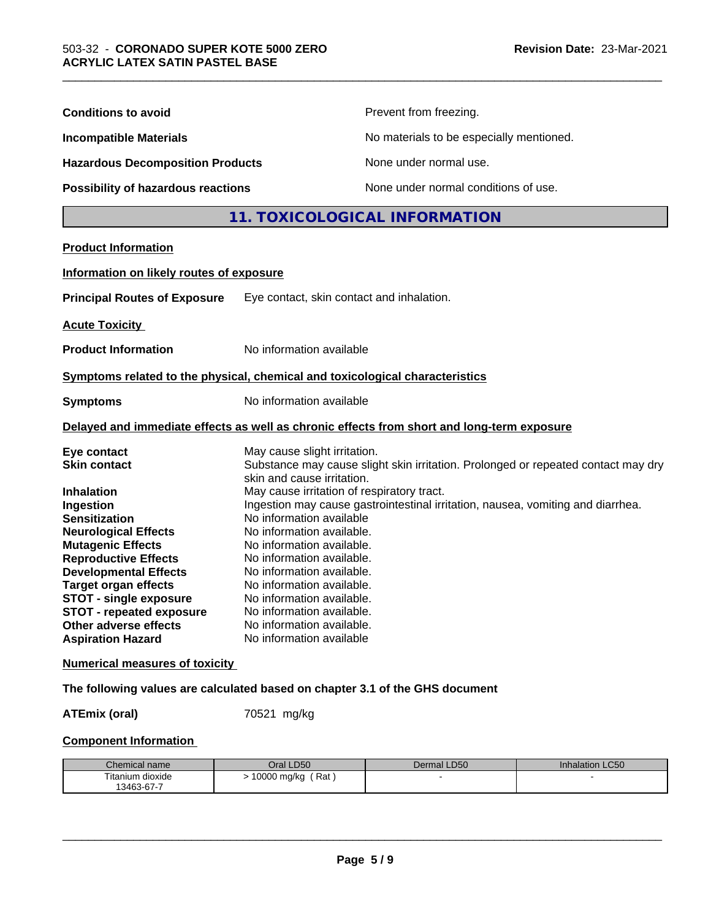**Conditions to avoid** Prevent from freezing.

**Incompatible Materials** No materials to be especially mentioned.

**Hazardous Decomposition Products** None under normal use.

**Possibility of hazardous reactions** None under normal conditions of use.

## 11. TOXICOLOGICAL INFORMATION

**Product Information**

**Information on likely routes of exposure**

**Principal Routes of Exposure** Eye contact, skin contact and inhalation.

**Acute Toxicity**

**Product Information** No information available

**Symptoms related to the physical, chemical and toxicological characteristics**

**Symptoms** No information available

**Delayed and immediate effects as well as chronic effects from short and long-term exposure**

**Eye contact** May cause slight irritation.
**Skin contact** Substance may cause slight skin irritation. Prolonged or repeated contact may dry skin and cause irritation.
**Inhalation** May cause irritation of respiratory tract.
**Ingestion** Ingestion may cause gastrointestinal irritation, nausea, vomiting and diarrhea.
**Sensitization** No information available
**Neurological Effects** No information available.
**Mutagenic Effects** No information available.
**Reproductive Effects** No information available.
**Developmental Effects** No information available.
**Target organ effects** No information available.
**STOT - single exposure** No information available.
**STOT - repeated exposure** No information available.
**Other adverse effects** No information available.
**Aspiration Hazard** No information available

**Numerical measures of toxicity**

**The following values are calculated based on chapter 3.1 of the GHS document**

**ATEmix (oral)** 70521 mg/kg

**Component Information**

| Chemical name | Oral LD50 | Dermal LD50 | Inhalation LC50 |
|---|---|---|---|
| Titanium dioxide 13463-67-7 | > 10000 mg/kg ( Rat ) | - | - |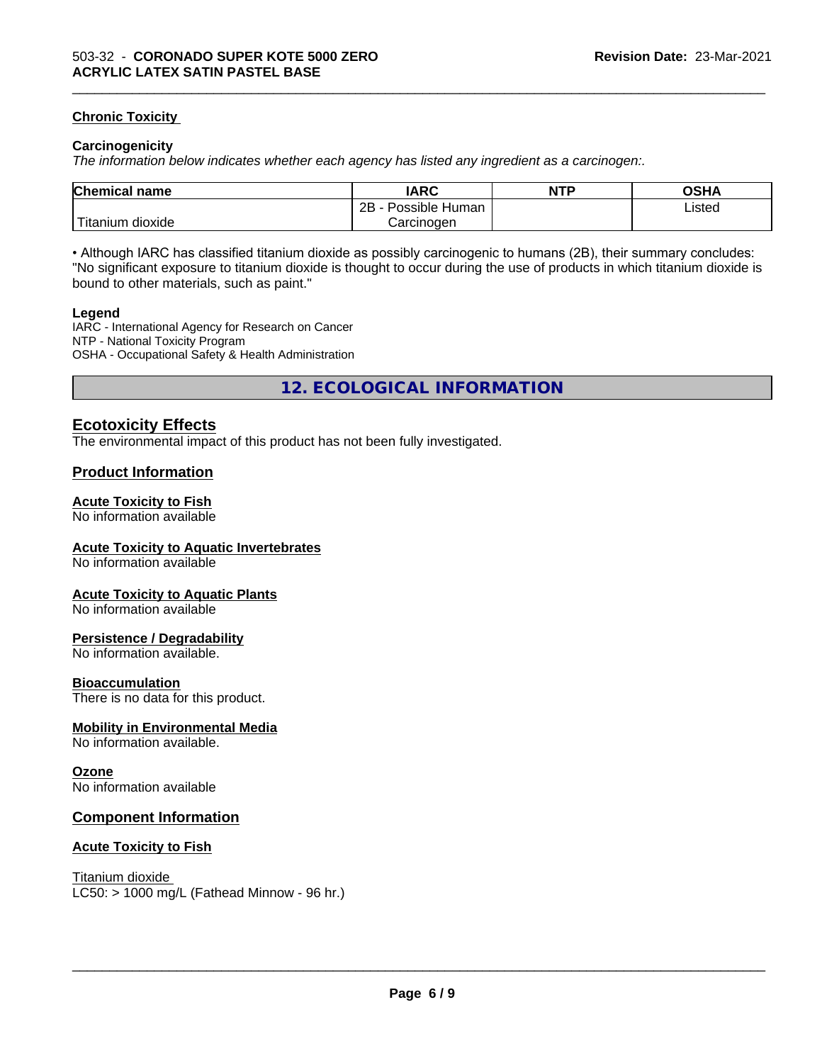#### Chronic Toxicity

**Carcinogenicity**

*The information below indicates whether each agency has listed any ingredient as a carcinogen:.*

| Chemical name | IARC | NTP | OSHA |
|---|---|---|---|
| Titanium dioxide | 2B - Possible Human Carcinogen | | Listed |

• Although IARC has classified titanium dioxide as possibly carcinogenic to humans (2B), their summary concludes: "No significant exposure to titanium dioxide is thought to occur during the use of products in which titanium dioxide is bound to other materials, such as paint."

**Legend**

IARC - International Agency for Research on Cancer
NTP - National Toxicity Program
OSHA - Occupational Safety & Health Administration

## 12. ECOLOGICAL INFORMATION

### Ecotoxicity Effects

The environmental impact of this product has not been fully investigated.

### Product Information

#### Acute Toxicity to Fish

No information available

#### Acute Toxicity to Aquatic Invertebrates

No information available

#### Acute Toxicity to Aquatic Plants

No information available

#### Persistence / Degradability

No information available.

#### Bioaccumulation

There is no data for this product.

#### Mobility in Environmental Media

No information available.

#### Ozone

No information available

### Component Information

#### Acute Toxicity to Fish

Titanium dioxide
LC50: > 1000 mg/L (Fathead Minnow - 96 hr.)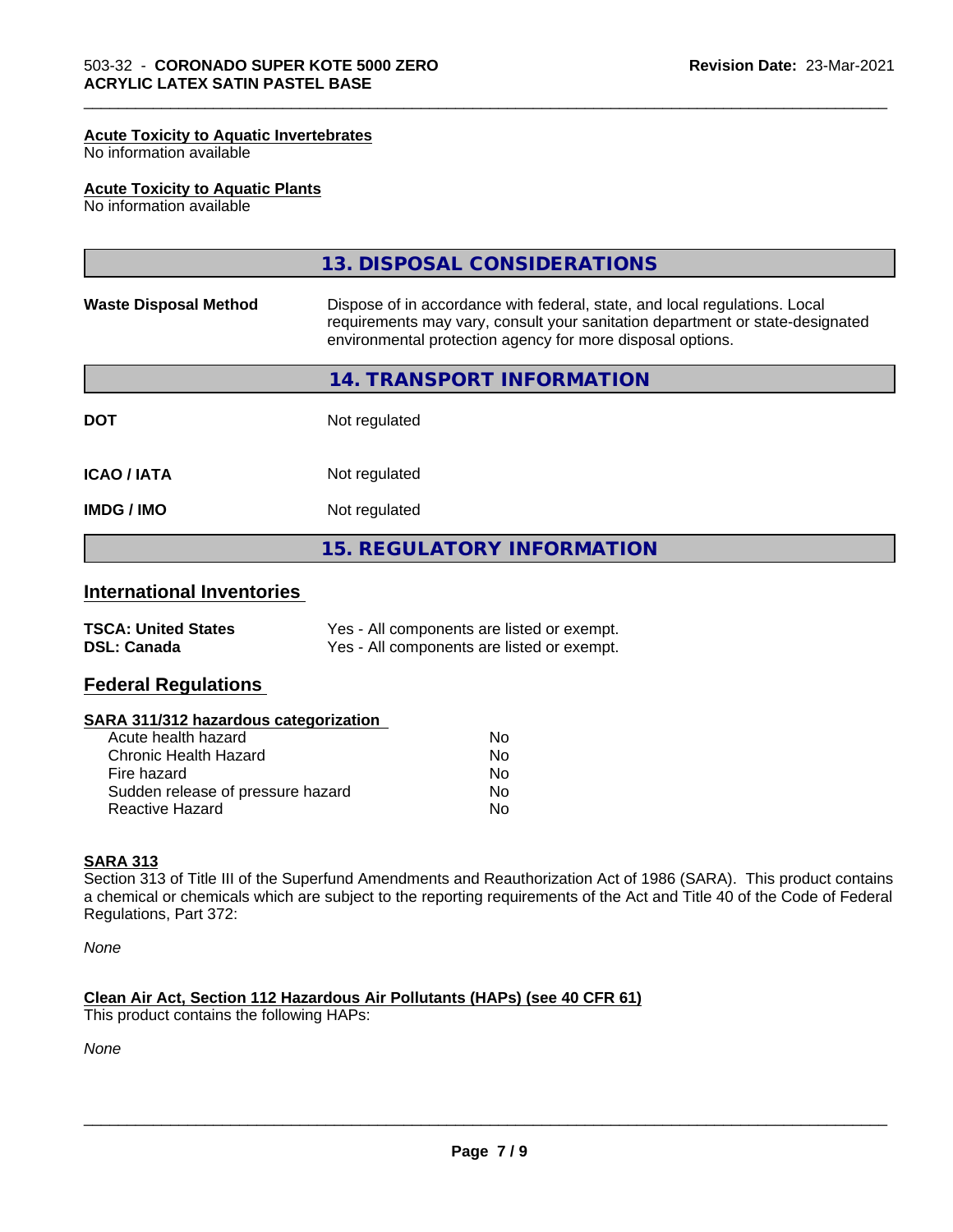#### Acute Toxicity to Aquatic Invertebrates
No information available

#### Acute Toxicity to Aquatic Plants
No information available

## 13. DISPOSAL CONSIDERATIONS

| | |
|---|---|
| **Waste Disposal Method** | Dispose of in accordance with federal, state, and local regulations. Local requirements may vary, consult your sanitation department or state-designated environmental protection agency for more disposal options. |

## 14. TRANSPORT INFORMATION

| | |
|---|---|
| **DOT** | Not regulated |
| **ICAO / IATA** | Not regulated |
| **IMDG / IMO** | Not regulated |

## 15. REGULATORY INFORMATION

### International Inventories

| | |
|---|---|
| **TSCA: United States** | Yes - All components are listed or exempt. |
| **DSL: Canada** | Yes - All components are listed or exempt. |

### Federal Regulations

#### SARA 311/312 hazardous categorization

| | |
|---|---|
| Acute health hazard | No |
| Chronic Health Hazard | No |
| Fire hazard | No |
| Sudden release of pressure hazard | No |
| Reactive Hazard | No |

#### SARA 313
Section 313 of Title III of the Superfund Amendments and Reauthorization Act of 1986 (SARA). This product contains a chemical or chemicals which are subject to the reporting requirements of the Act and Title 40 of the Code of Federal Regulations, Part 372:

*None*

#### Clean Air Act, Section 112 Hazardous Air Pollutants (HAPs) (see 40 CFR 61)
This product contains the following HAPs:

*None*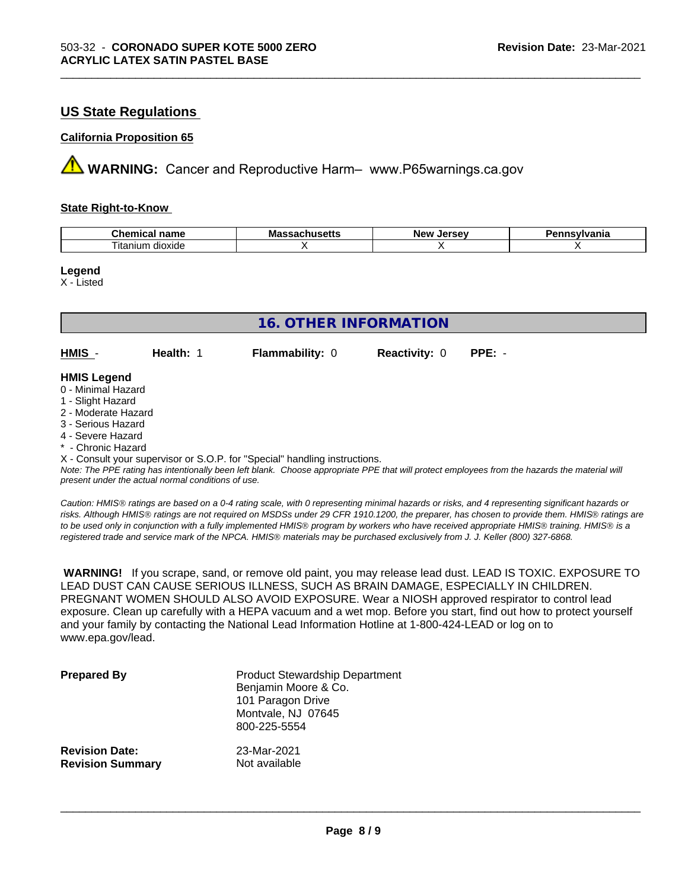## US State Regulations

### California Proposition 65

**WARNING:** Cancer and Reproductive Harm– www.P65warnings.ca.gov

### State Right-to-Know

| Chemical name | Massachusetts | New Jersey | Pennsylvania |
|---|---|---|---|
| Titanium dioxide | X | X | X |

**Legend**
X - Listed

## 16. OTHER INFORMATION

**HMIS** - **Health:** 1 **Flammability:** 0 **Reactivity:** 0 **PPE:** -

**HMIS Legend**
0 - Minimal Hazard
1 - Slight Hazard
2 - Moderate Hazard
3 - Serious Hazard
4 - Severe Hazard
* - Chronic Hazard
X - Consult your supervisor or S.O.P. for "Special" handling instructions.

*Note: The PPE rating has intentionally been left blank. Choose appropriate PPE that will protect employees from the hazards the material will present under the actual normal conditions of use.*

*Caution: HMIS® ratings are based on a 0-4 rating scale, with 0 representing minimal hazards or risks, and 4 representing significant hazards or risks. Although HMIS® ratings are not required on MSDSs under 29 CFR 1910.1200, the preparer, has chosen to provide them. HMIS® ratings are to be used only in conjunction with a fully implemented HMIS® program by workers who have received appropriate HMIS® training. HMIS® is a registered trade and service mark of the NPCA. HMIS® materials may be purchased exclusively from J. J. Keller (800) 327-6868.*

**WARNING!** If you scrape, sand, or remove old paint, you may release lead dust. LEAD IS TOXIC. EXPOSURE TO LEAD DUST CAN CAUSE SERIOUS ILLNESS, SUCH AS BRAIN DAMAGE, ESPECIALLY IN CHILDREN. PREGNANT WOMEN SHOULD ALSO AVOID EXPOSURE. Wear a NIOSH approved respirator to control lead exposure. Clean up carefully with a HEPA vacuum and a wet mop. Before you start, find out how to protect yourself and your family by contacting the National Lead Information Hotline at 1-800-424-LEAD or log on to www.epa.gov/lead.

**Prepared By**
Product Stewardship Department
Benjamin Moore & Co.
101 Paragon Drive
Montvale, NJ 07645
800-225-5554

**Revision Date:** 23-Mar-2021
**Revision Summary** Not available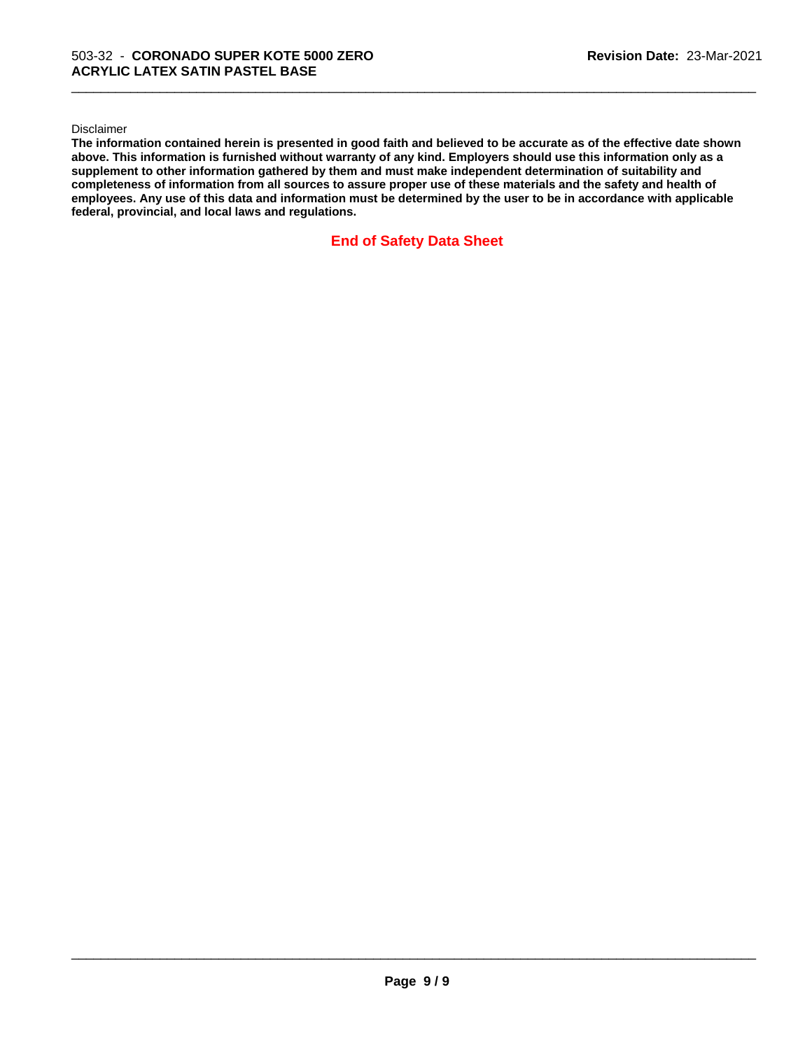Disclaimer

**The information contained herein is presented in good faith and believed to be accurate as of the effective date shown above. This information is furnished without warranty of any kind. Employers should use this information only as a supplement to other information gathered by them and must make independent determination of suitability and completeness of information from all sources to assure proper use of these materials and the safety and health of employees. Any use of this data and information must be determined by the user to be in accordance with applicable federal, provincial, and local laws and regulations.**

**End of Safety Data Sheet**